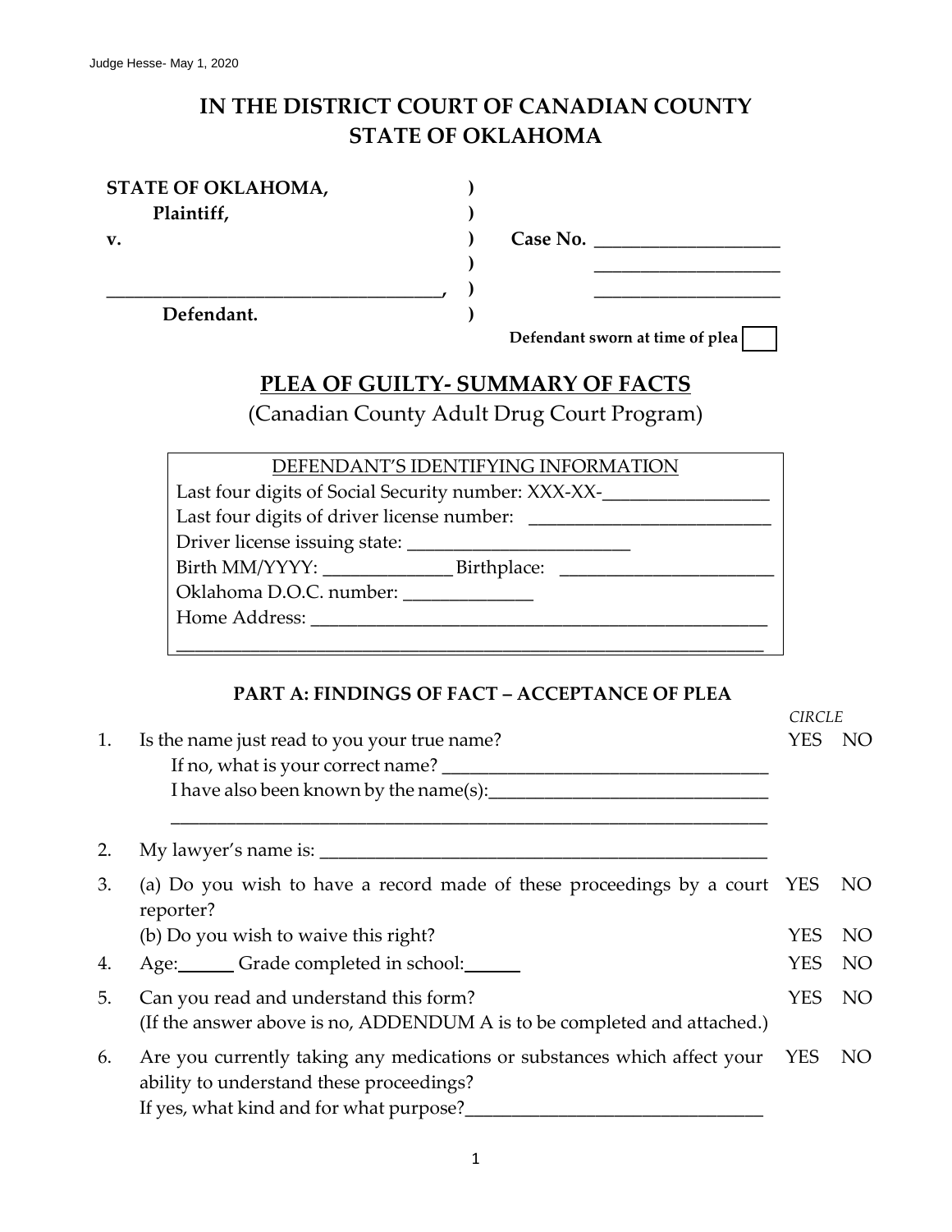Judge Hesse- May 1, 2020

# IN THE DISTRICT COURT OF CANADIAN COUNTY
# STATE OF OKLAHOMA

| | | |
|---|---|---|
| **STATE OF OKLAHOMA,** | **)** | |
| **Plaintiff,** | **)** | |
| **v.** | **)** | **Case No.** ____________________ |
| | **)** | ____________________ |
| ____________________________________, | **)** | ____________________ |
| **Defendant.** | **)** | |

**Defendant sworn at time of plea** ☐

## PLEA OF GUILTY- SUMMARY OF FACTS

(Canadian County Adult Drug Court Program)

DEFENDANT'S IDENTIFYING INFORMATION

Last four digits of Social Security number: XXX-XX-__________________

Last four digits of driver license number: ___________________________

Driver license issuing state: _________________________

Birth MM/YYYY: ______________ Birthplace: ________________________

Oklahoma D.O.C. number: ______________

Home Address: ____________________________________________________

_________________________________________________________________

### PART A: FINDINGS OF FACT – ACCEPTANCE OF PLEA

| | | *CIRCLE* |
|---|---|---|
| 1. | Is the name just read to you your true name?<br>If no, what is your correct name? ____________________________________<br>I have also been known by the name(s):_______________________________<br>____________________________________________________________________ | YES NO |
| 2. | My lawyer's name is: ____________________________________________________ | |
| 3. | (a) Do you wish to have a record made of these proceedings by a court reporter? | YES NO |
| | (b) Do you wish to waive this right? | YES NO |
| 4. | Age:______ Grade completed in school:______ | YES NO |
| 5. | Can you read and understand this form?<br>(If the answer above is no, ADDENDUM A is to be completed and attached.) | YES NO |
| 6. | Are you currently taking any medications or substances which affect your ability to understand these proceedings?<br>If yes, what kind and for what purpose?________________________________ | YES NO |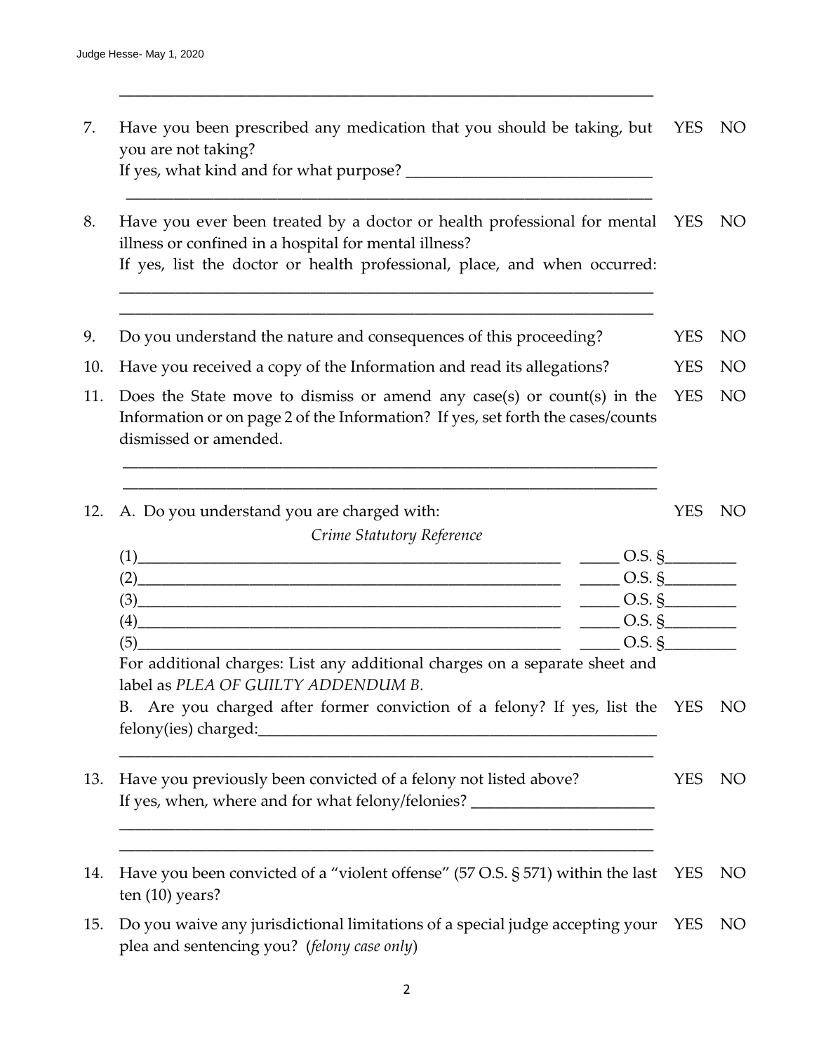______________________________________________________________________

7. Have you been prescribed any medication that you should be taking, but you are not taking? YES NO
   If yes, what kind and for what purpose? ______________________________
   ______________________________________________________________________

8. Have you ever been treated by a doctor or health professional for mental illness or confined in a hospital for mental illness? YES NO
   If yes, list the doctor or health professional, place, and when occurred:
   ______________________________________________________________________
   ______________________________________________________________________

9. Do you understand the nature and consequences of this proceeding? YES NO

10. Have you received a copy of the Information and read its allegations? YES NO

11. Does the State move to dismiss or amend any case(s) or count(s) in the Information or on page 2 of the Information? If yes, set forth the cases/counts dismissed or amended. YES NO
    ______________________________________________________________________
    ______________________________________________________________________

12. A. Do you understand you are charged with: YES NO

    *Crime Statutory Reference*

    (1)_____________________________________________________ _____ O.S. §________
    (2)_____________________________________________________ _____ O.S. §________
    (3)_____________________________________________________ _____ O.S. §________
    (4)_____________________________________________________ _____ O.S. §________
    (5)_____________________________________________________ _____ O.S. §________

    For additional charges: List any additional charges on a separate sheet and label as *PLEA OF GUILTY ADDENDUM B*.

    B. Are you charged after former conviction of a felony? If yes, list the felony(ies) charged:_______________________________________________ YES NO
    ______________________________________________________________________

13. Have you previously been convicted of a felony not listed above? YES NO
    If yes, when, where and for what felony/felonies? ______________________
    ______________________________________________________________________
    ______________________________________________________________________

14. Have you been convicted of a "violent offense" (57 O.S. § 571) within the last ten (10) years? YES NO

15. Do you waive any jurisdictional limitations of a special judge accepting your plea and sentencing you? (*felony case only*) YES NO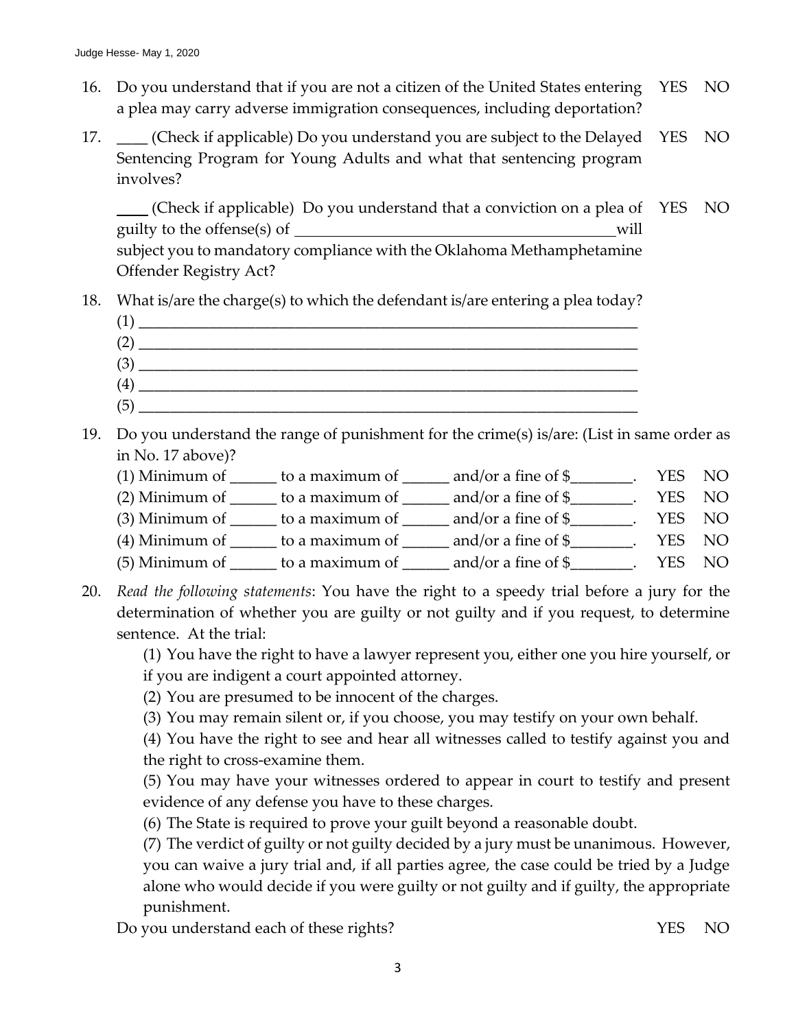16. Do you understand that if you are not a citizen of the United States entering a plea may carry adverse immigration consequences, including deportation? YES NO

17. ____ (Check if applicable) Do you understand you are subject to the Delayed Sentencing Program for Young Adults and what that sentencing program involves? YES NO

    ____ (Check if applicable) Do you understand that a conviction on a plea of guilty to the offense(s) of ________________________________________ will subject you to mandatory compliance with the Oklahoma Methamphetamine Offender Registry Act? YES NO

18. What is/are the charge(s) to which the defendant is/are entering a plea today?
    (1) ________________________________________________________________
    (2) ________________________________________________________________
    (3) ________________________________________________________________
    (4) ________________________________________________________________
    (5) ________________________________________________________________

19. Do you understand the range of punishment for the crime(s) is/are: (List in same order as in No. 17 above)?
    (1) Minimum of ______ to a maximum of ______ and/or a fine of $________. YES NO
    (2) Minimum of ______ to a maximum of ______ and/or a fine of $________. YES NO
    (3) Minimum of ______ to a maximum of ______ and/or a fine of $________. YES NO
    (4) Minimum of ______ to a maximum of ______ and/or a fine of $________. YES NO
    (5) Minimum of ______ to a maximum of ______ and/or a fine of $________. YES NO

20. *Read the following statements*: You have the right to a speedy trial before a jury for the determination of whether you are guilty or not guilty and if you request, to determine sentence. At the trial:

    (1) You have the right to have a lawyer represent you, either one you hire yourself, or if you are indigent a court appointed attorney.

    (2) You are presumed to be innocent of the charges.

    (3) You may remain silent or, if you choose, you may testify on your own behalf.

    (4) You have the right to see and hear all witnesses called to testify against you and the right to cross-examine them.

    (5) You may have your witnesses ordered to appear in court to testify and present evidence of any defense you have to these charges.

    (6) The State is required to prove your guilt beyond a reasonable doubt.

    (7) The verdict of guilty or not guilty decided by a jury must be unanimous. However, you can waive a jury trial and, if all parties agree, the case could be tried by a Judge alone who would decide if you were guilty or not guilty and if guilty, the appropriate punishment.

    Do you understand each of these rights? YES NO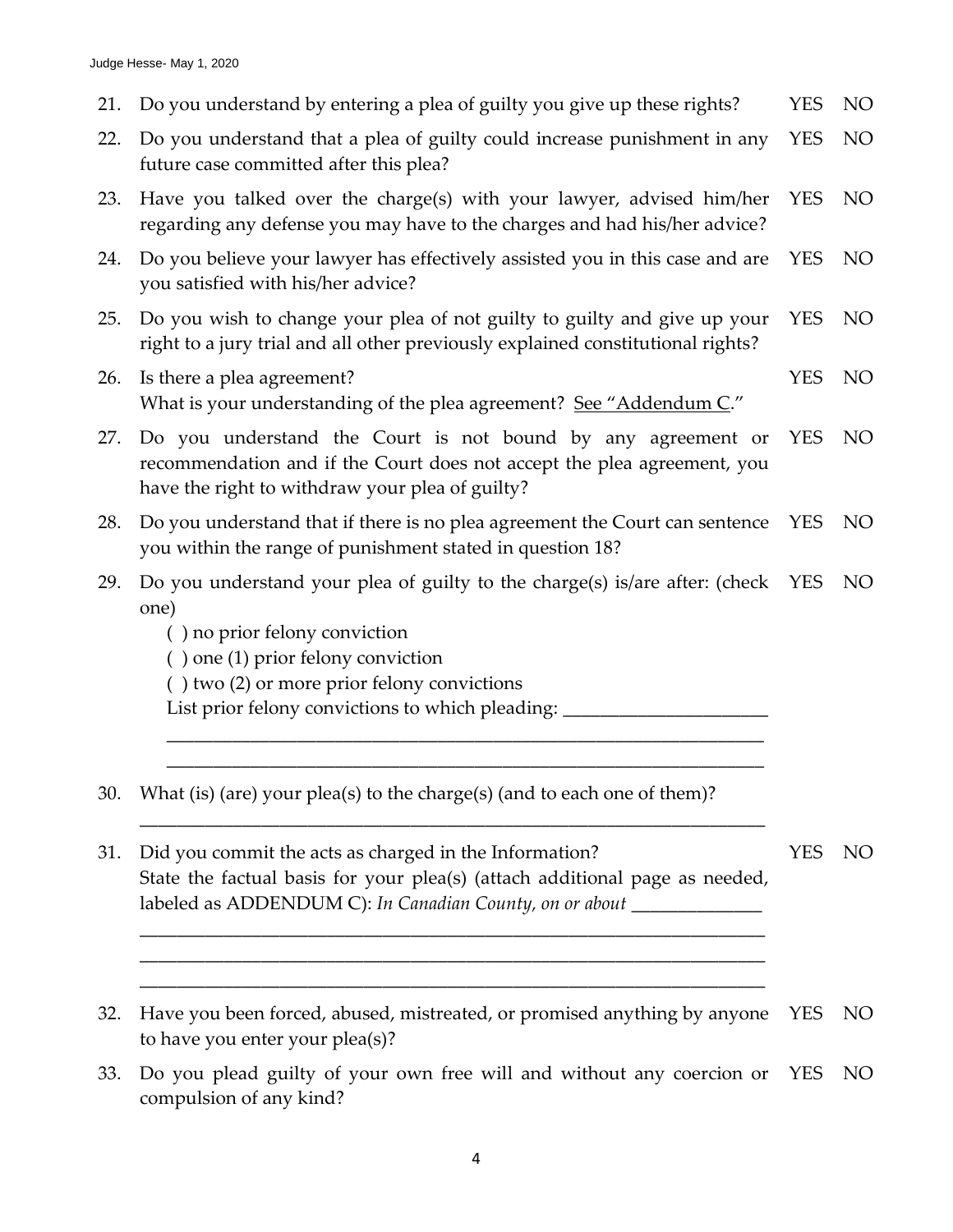21. Do you understand by entering a plea of guilty you give up these rights? YES NO

22. Do you understand that a plea of guilty could increase punishment in any future case committed after this plea? YES NO

23. Have you talked over the charge(s) with your lawyer, advised him/her regarding any defense you may have to the charges and had his/her advice? YES NO

24. Do you believe your lawyer has effectively assisted you in this case and are you satisfied with his/her advice? YES NO

25. Do you wish to change your plea of not guilty to guilty and give up your right to a jury trial and all other previously explained constitutional rights? YES NO

26. Is there a plea agreement? YES NO
    What is your understanding of the plea agreement? See "Addendum C."

27. Do you understand the Court is not bound by any agreement or recommendation and if the Court does not accept the plea agreement, you have the right to withdraw your plea of guilty? YES NO

28. Do you understand that if there is no plea agreement the Court can sentence you within the range of punishment stated in question 18? YES NO

29. Do you understand your plea of guilty to the charge(s) is/are after: (check one) YES NO
    ( ) no prior felony conviction
    ( ) one (1) prior felony conviction
    ( ) two (2) or more prior felony convictions
    List prior felony convictions to which pleading: ______________________
    _________________________________________________________________
    _________________________________________________________________

30. What (is) (are) your plea(s) to the charge(s) (and to each one of them)?
    _________________________________________________________________

31. Did you commit the acts as charged in the Information? YES NO
    State the factual basis for your plea(s) (attach additional page as needed, labeled as ADDENDUM C): *In Canadian County, on or about* ______________
    _________________________________________________________________
    _________________________________________________________________
    _________________________________________________________________

32. Have you been forced, abused, mistreated, or promised anything by anyone to have you enter your plea(s)? YES NO

33. Do you plead guilty of your own free will and without any coercion or compulsion of any kind? YES NO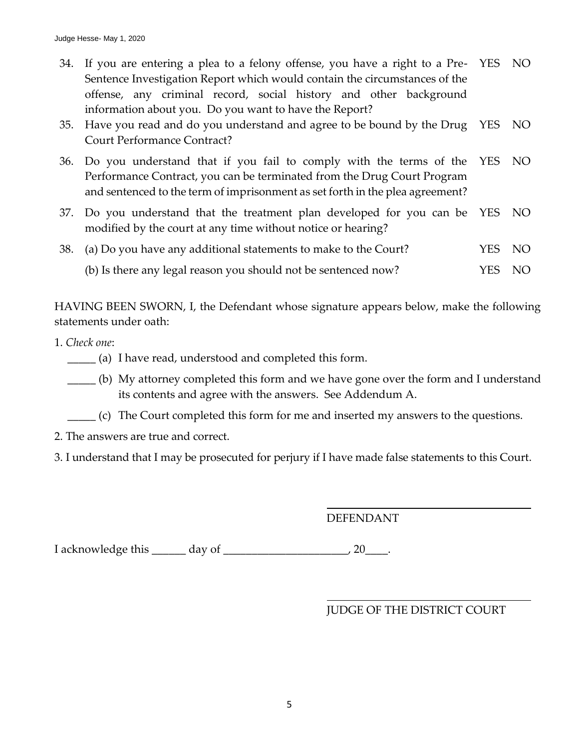| | | | |
|---|---|---|---|
| 34. | If you are entering a plea to a felony offense, you have a right to a Pre-Sentence Investigation Report which would contain the circumstances of the offense, any criminal record, social history and other background information about you. Do you want to have the Report? | YES | NO |
| 35. | Have you read and do you understand and agree to be bound by the Drug Court Performance Contract? | YES | NO |
| 36. | Do you understand that if you fail to comply with the terms of the Performance Contract, you can be terminated from the Drug Court Program and sentenced to the term of imprisonment as set forth in the plea agreement? | YES | NO |
| 37. | Do you understand that the treatment plan developed for you can be modified by the court at any time without notice or hearing? | YES | NO |
| 38. | (a) Do you have any additional statements to make to the Court? | YES | NO |
| | (b) Is there any legal reason you should not be sentenced now? | YES | NO |

HAVING BEEN SWORN, I, the Defendant whose signature appears below, make the following statements under oath:

1. *Check one*:

_____ (a) I have read, understood and completed this form.

_____ (b) My attorney completed this form and we have gone over the form and I understand its contents and agree with the answers. See Addendum A.

_____ (c) The Court completed this form for me and inserted my answers to the questions.

2. The answers are true and correct.

3. I understand that I may be prosecuted for perjury if I have made false statements to this Court.

_________________________________
DEFENDANT

I acknowledge this ______ day of ______________________, 20____.

_________________________________
JUDGE OF THE DISTRICT COURT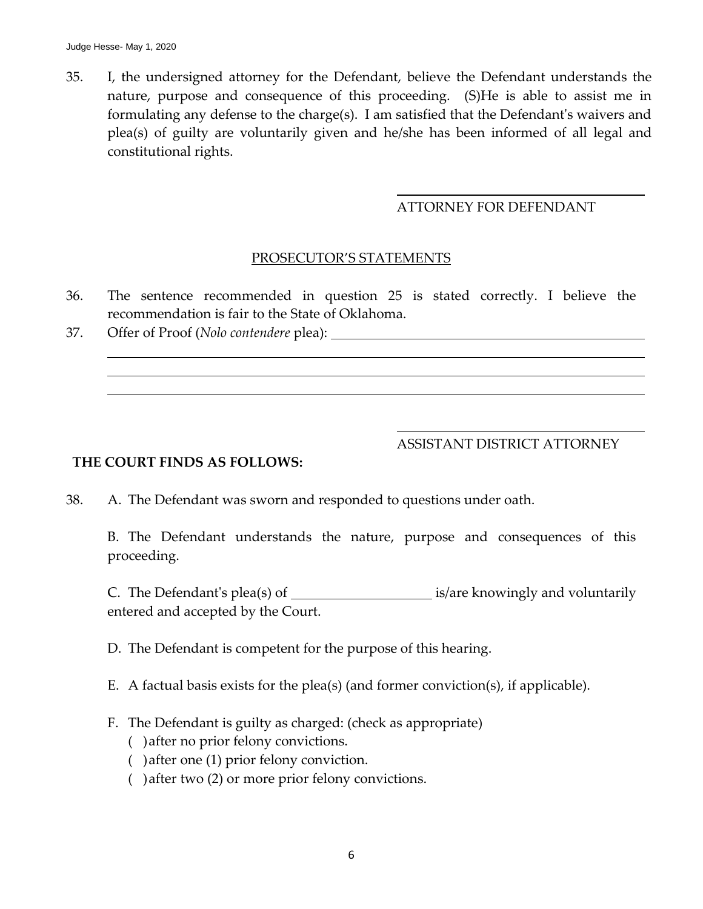35. I, the undersigned attorney for the Defendant, believe the Defendant understands the nature, purpose and consequence of this proceeding. (S)He is able to assist me in formulating any defense to the charge(s). I am satisfied that the Defendant's waivers and plea(s) of guilty are voluntarily given and he/she has been informed of all legal and constitutional rights.

\_\_\_\_\_\_\_\_\_\_\_\_\_\_\_\_\_\_\_\_\_\_\_\_\_\_\_\_\_\_
ATTORNEY FOR DEFENDANT

PROSECUTOR'S STATEMENTS

36. The sentence recommended in question 25 is stated correctly. I believe the recommendation is fair to the State of Oklahoma.
37. Offer of Proof (*Nolo contendere* plea): \_\_\_\_\_\_\_\_\_\_\_\_\_\_\_\_\_\_\_\_\_\_\_\_\_\_\_\_\_\_\_\_\_\_\_\_\_\_\_\_
\_\_\_\_\_\_\_\_\_\_\_\_\_\_\_\_\_\_\_\_\_\_\_\_\_\_\_\_\_\_\_\_\_\_\_\_\_\_\_\_\_\_\_\_\_\_\_\_\_\_\_\_\_\_\_\_\_\_\_\_\_\_\_\_\_\_\_\_\_\_\_\_
\_\_\_\_\_\_\_\_\_\_\_\_\_\_\_\_\_\_\_\_\_\_\_\_\_\_\_\_\_\_\_\_\_\_\_\_\_\_\_\_\_\_\_\_\_\_\_\_\_\_\_\_\_\_\_\_\_\_\_\_\_\_\_\_\_\_\_\_\_\_\_\_
\_\_\_\_\_\_\_\_\_\_\_\_\_\_\_\_\_\_\_\_\_\_\_\_\_\_\_\_\_\_\_\_\_\_\_\_\_\_\_\_\_\_\_\_\_\_\_\_\_\_\_\_\_\_\_\_\_\_\_\_\_\_\_\_\_\_\_\_\_\_\_\_

\_\_\_\_\_\_\_\_\_\_\_\_\_\_\_\_\_\_\_\_\_\_\_\_\_\_\_\_\_\_
ASSISTANT DISTRICT ATTORNEY

**THE COURT FINDS AS FOLLOWS:**

38. A. The Defendant was sworn and responded to questions under oath.

B. The Defendant understands the nature, purpose and consequences of this proceeding.

C. The Defendant's plea(s) of \_\_\_\_\_\_\_\_\_\_\_\_\_\_\_\_\_\_\_\_ is/are knowingly and voluntarily entered and accepted by the Court.

D. The Defendant is competent for the purpose of this hearing.

E. A factual basis exists for the plea(s) (and former conviction(s), if applicable).

F. The Defendant is guilty as charged: (check as appropriate)
( ) after no prior felony convictions.
( ) after one (1) prior felony conviction.
( ) after two (2) or more prior felony convictions.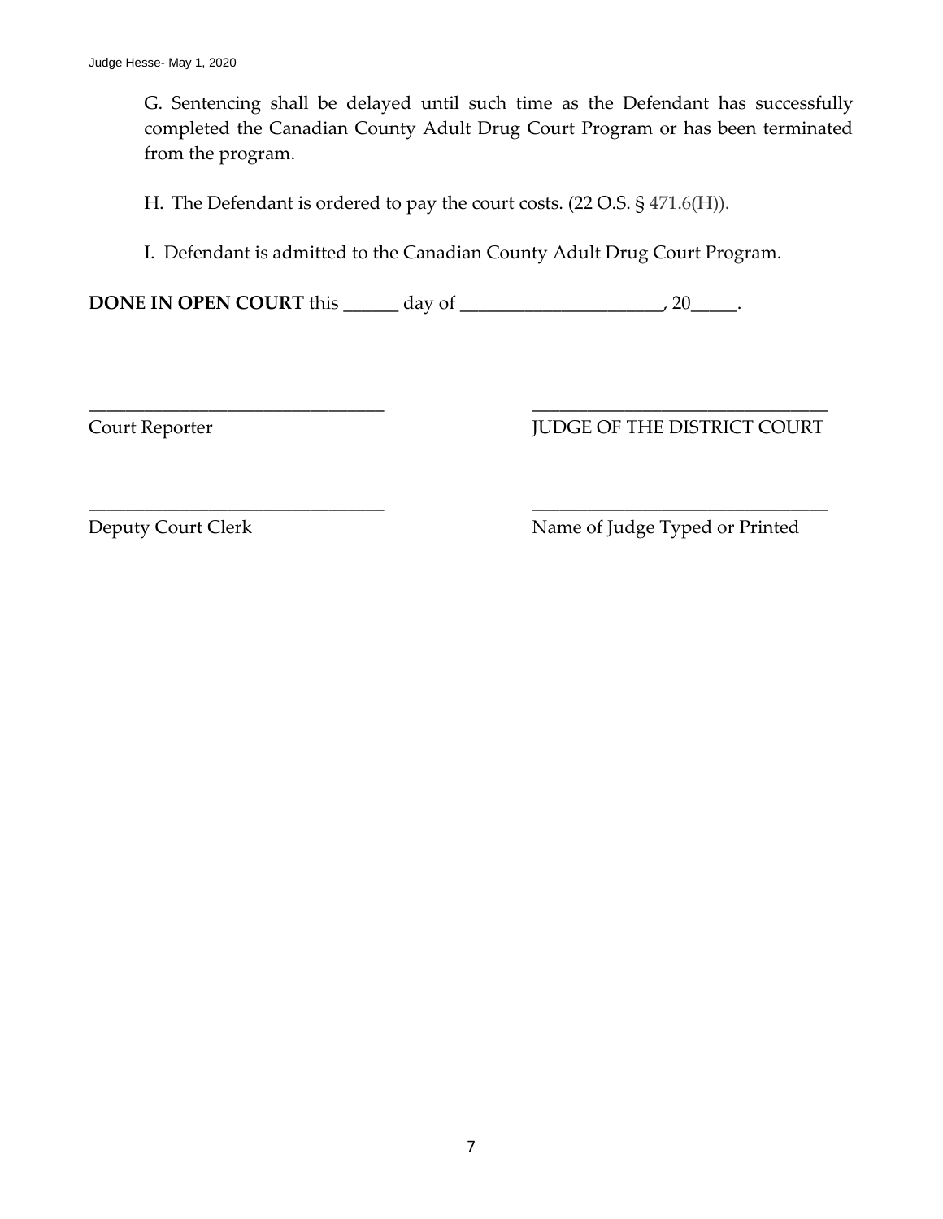G. Sentencing shall be delayed until such time as the Defendant has successfully completed the Canadian County Adult Drug Court Program or has been terminated from the program.

H. The Defendant is ordered to pay the court costs. (22 O.S. § 471.6(H)).

I. Defendant is admitted to the Canadian County Adult Drug Court Program.

**DONE IN OPEN COURT** this ______ day of ______________________, 20_____.

_________________________________
Court Reporter

_________________________________
JUDGE OF THE DISTRICT COURT

_________________________________
Deputy Court Clerk

_________________________________
Name of Judge Typed or Printed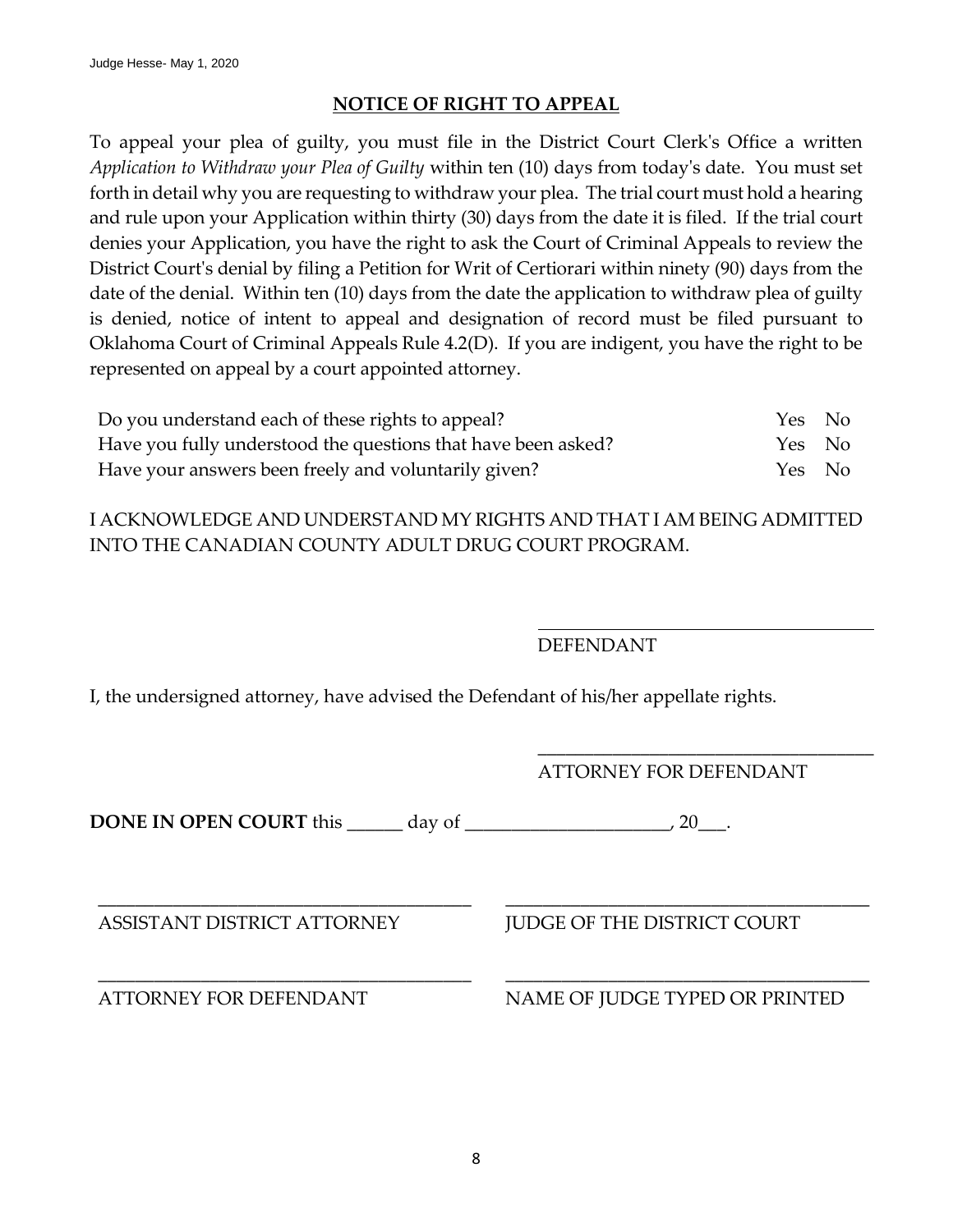## NOTICE OF RIGHT TO APPEAL

To appeal your plea of guilty, you must file in the District Court Clerk's Office a written *Application to Withdraw your Plea of Guilty* within ten (10) days from today's date. You must set forth in detail why you are requesting to withdraw your plea. The trial court must hold a hearing and rule upon your Application within thirty (30) days from the date it is filed. If the trial court denies your Application, you have the right to ask the Court of Criminal Appeals to review the District Court's denial by filing a Petition for Writ of Certiorari within ninety (90) days from the date of the denial. Within ten (10) days from the date the application to withdraw plea of guilty is denied, notice of intent to appeal and designation of record must be filed pursuant to Oklahoma Court of Criminal Appeals Rule 4.2(D). If you are indigent, you have the right to be represented on appeal by a court appointed attorney.

| | | |
|---|---|---|
| Do you understand each of these rights to appeal? | Yes | No |
| Have you fully understood the questions that have been asked? | Yes | No |
| Have your answers been freely and voluntarily given? | Yes | No |

I ACKNOWLEDGE AND UNDERSTAND MY RIGHTS AND THAT I AM BEING ADMITTED INTO THE CANADIAN COUNTY ADULT DRUG COURT PROGRAM.

_____________________________________
DEFENDANT

I, the undersigned attorney, have advised the Defendant of his/her appellate rights.

_____________________________________
ATTORNEY FOR DEFENDANT

**DONE IN OPEN COURT** this ______ day of ______________________, 20___.

_____________________________________
ASSISTANT DISTRICT ATTORNEY

_____________________________________
JUDGE OF THE DISTRICT COURT

_____________________________________
ATTORNEY FOR DEFENDANT

_____________________________________
NAME OF JUDGE TYPED OR PRINTED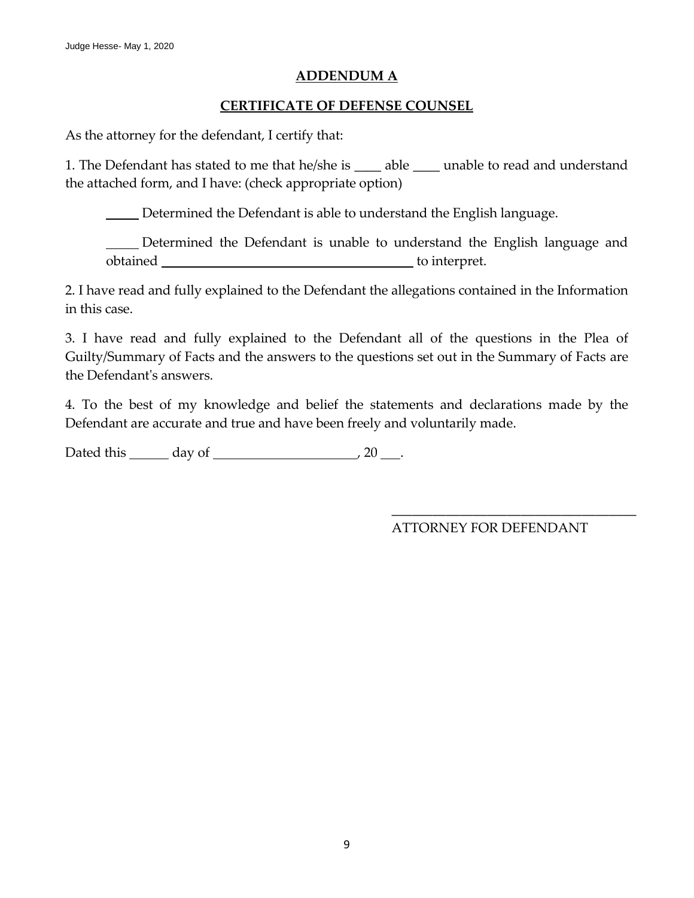## ADDENDUM A

## CERTIFICATE OF DEFENSE COUNSEL

As the attorney for the defendant, I certify that:

1. The Defendant has stated to me that he/she is ____ able ____ unable to read and understand the attached form, and I have: (check appropriate option)

_____ Determined the Defendant is able to understand the English language.

_____ Determined the Defendant is unable to understand the English language and obtained ________________________________________ to interpret.

2. I have read and fully explained to the Defendant the allegations contained in the Information in this case.

3. I have read and fully explained to the Defendant all of the questions in the Plea of Guilty/Summary of Facts and the answers to the questions set out in the Summary of Facts are the Defendant's answers.

4. To the best of my knowledge and belief the statements and declarations made by the Defendant are accurate and true and have been freely and voluntarily made.

Dated this ______ day of _____________________, 20 ___.

_____________________________________
ATTORNEY FOR DEFENDANT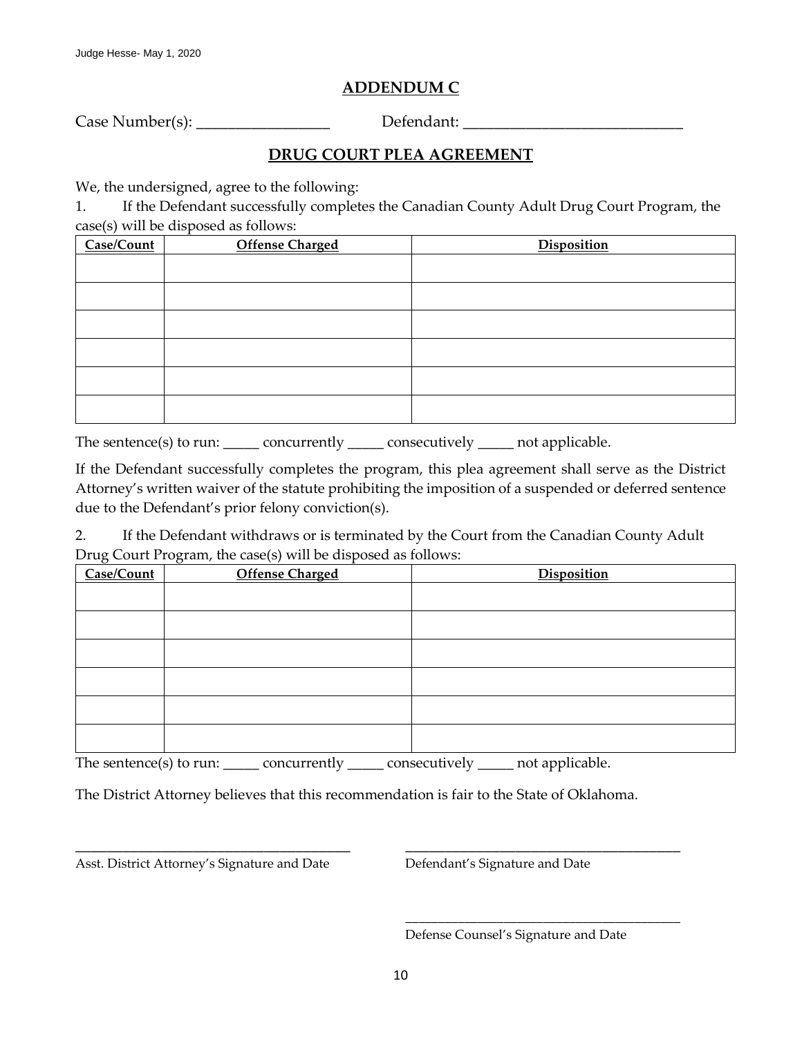## ADDENDUM C

Case Number(s): _________________ Defendant: _____________________________

## DRUG COURT PLEA AGREEMENT

We, the undersigned, agree to the following:

1. If the Defendant successfully completes the Canadian County Adult Drug Court Program, the case(s) will be disposed as follows:

| Case/Count | Offense Charged | Disposition |
|---|---|---|
| | | |
| | | |
| | | |
| | | |
| | | |
| | | |

The sentence(s) to run: _____ concurrently _____ consecutively _____ not applicable.

If the Defendant successfully completes the program, this plea agreement shall serve as the District Attorney's written waiver of the statute prohibiting the imposition of a suspended or deferred sentence due to the Defendant's prior felony conviction(s).

2. If the Defendant withdraws or is terminated by the Court from the Canadian County Adult Drug Court Program, the case(s) will be disposed as follows:

| Case/Count | Offense Charged | Disposition |
|---|---|---|
| | | |
| | | |
| | | |
| | | |
| | | |
| | | |

The sentence(s) to run: _____ concurrently _____ consecutively _____ not applicable.

The District Attorney believes that this recommendation is fair to the State of Oklahoma.

________________________________________
Asst. District Attorney's Signature and Date

________________________________________
Defendant's Signature and Date

________________________________________
Defense Counsel's Signature and Date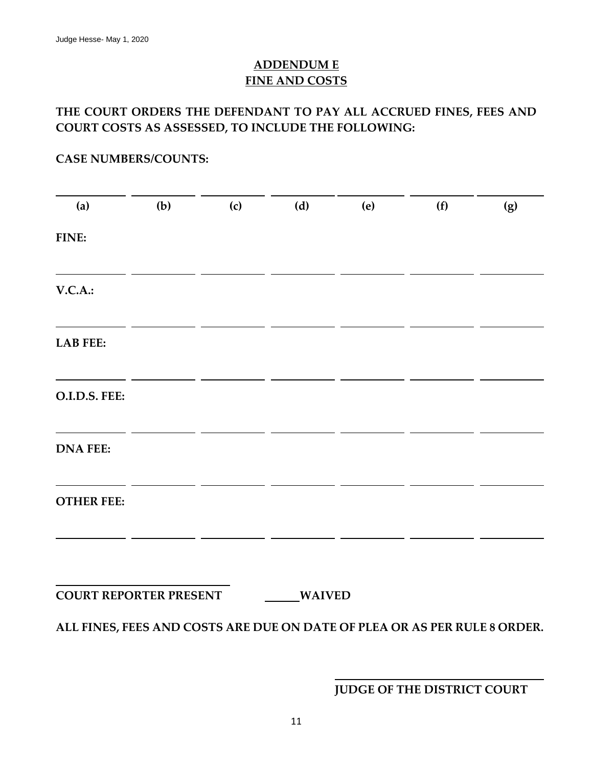## ADDENDUM E
## FINE AND COSTS

**THE COURT ORDERS THE DEFENDANT TO PAY ALL ACCRUED FINES, FEES AND COURT COSTS AS ASSESSED, TO INCLUDE THE FOLLOWING:**

**CASE NUMBERS/COUNTS:**

| **(a)** | **(b)** | **(c)** | **(d)** | **(e)** | **(f)** | **(g)** |
|---|---|---|---|---|---|---|
| **FINE:** | | | | | | |
| | | | | | | |
| **V.C.A.:** | | | | | | |
| | | | | | | |
| **LAB FEE:** | | | | | | |
| | | | | | | |
| **O.I.D.S. FEE:** | | | | | | |
| | | | | | | |
| **DNA FEE:** | | | | | | |
| | | | | | | |
| **OTHER FEE:** | | | | | | |
| | | | | | | |

\_\_\_\_\_\_\_\_\_\_\_\_\_\_\_\_\_\_\_\_\_\_\_\_\_\_\_\_
**COURT REPORTER PRESENT** \_\_\_\_\_\_**WAIVED**

**ALL FINES, FEES AND COSTS ARE DUE ON DATE OF PLEA OR AS PER RULE 8 ORDER.**

\_\_\_\_\_\_\_\_\_\_\_\_\_\_\_\_\_\_\_\_\_\_\_\_\_\_\_\_\_\_\_\_
**JUDGE OF THE DISTRICT COURT**